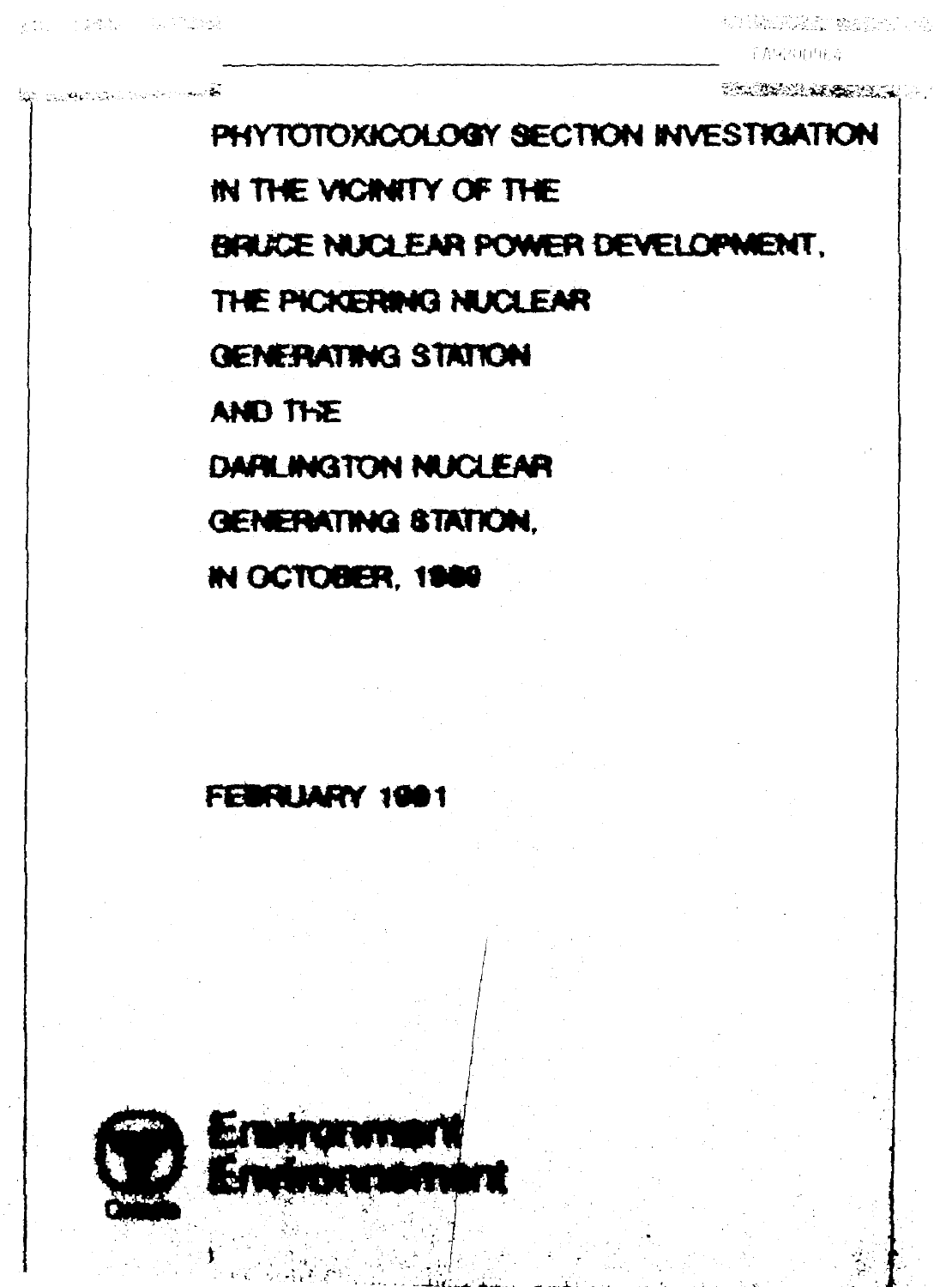# PHYTOTOXICOLOGY SECTION INVESTIGATION IN THE VICINITY OF THE BRUCE NUCLEAR POWER DEVELOPMENT, THE PICKERING NUCLEAR GENERATING STATION AND THE DARLINGTON NUCLEAR GENERATING STATION, IN OCTOBER, 1989

FEBRUARY 1991

Environment
Environnement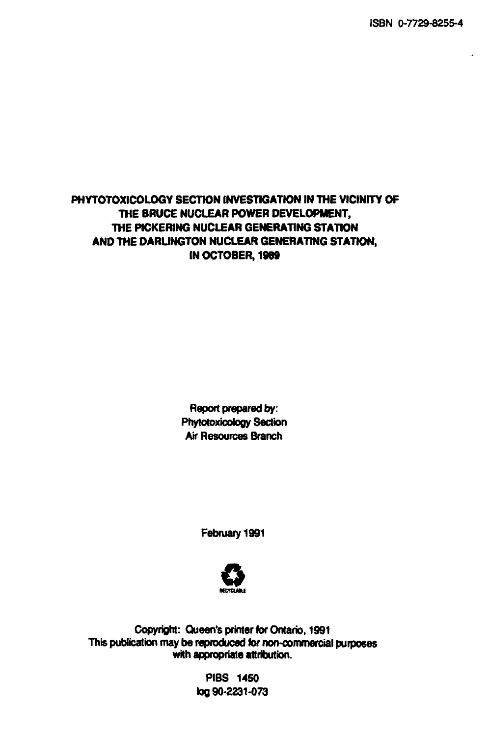ISBN 0-7729-8255-4

# PHYTOTOXICOLOGY SECTION INVESTIGATION IN THE VICINITY OF THE BRUCE NUCLEAR POWER DEVELOPMENT, THE PICKERING NUCLEAR GENERATING STATION AND THE DARLINGTON NUCLEAR GENERATING STATION, IN OCTOBER, 1989

Report prepared by:
Phytotoxicology Section
Air Resources Branch

February 1991

RECYCLABLE

Copyright: Queen's printer for Ontario, 1991
This publication may be reproduced for non-commercial purposes with appropriate attribution.

PIBS 1450
log 90-2231-073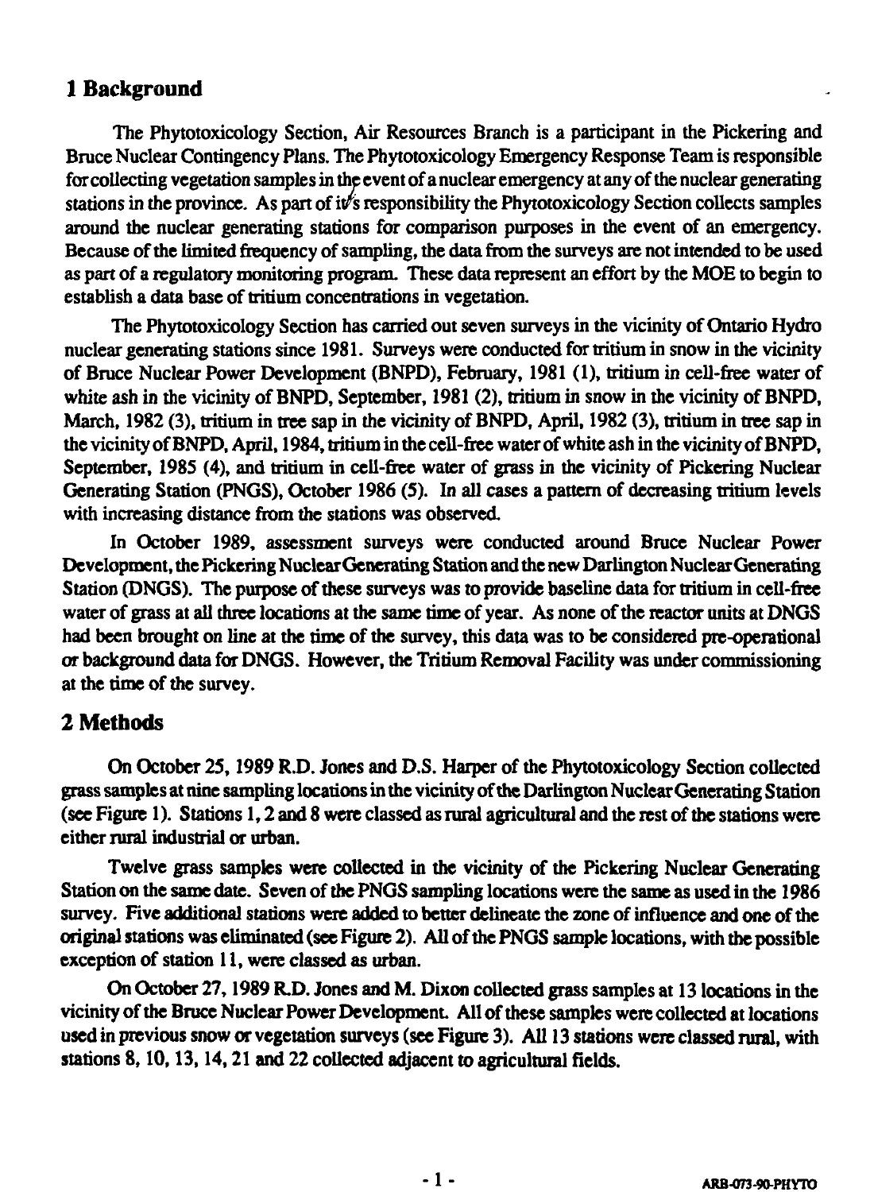## 1 Background

The Phytotoxicology Section, Air Resources Branch is a participant in the Pickering and Bruce Nuclear Contingency Plans. The Phytotoxicology Emergency Response Team is responsible for collecting vegetation samples in the event of a nuclear emergency at any of the nuclear generating stations in the province. As part of it's responsibility the Phytotoxicology Section collects samples around the nuclear generating stations for comparison purposes in the event of an emergency. Because of the limited frequency of sampling, the data from the surveys are not intended to be used as part of a regulatory monitoring program. These data represent an effort by the MOE to begin to establish a data base of tritium concentrations in vegetation.

The Phytotoxicology Section has carried out seven surveys in the vicinity of Ontario Hydro nuclear generating stations since 1981. Surveys were conducted for tritium in snow in the vicinity of Bruce Nuclear Power Development (BNPD), February, 1981 (1), tritium in cell-free water of white ash in the vicinity of BNPD, September, 1981 (2), tritium in snow in the vicinity of BNPD, March, 1982 (3), tritium in tree sap in the vicinity of BNPD, April, 1982 (3), tritium in tree sap in the vicinity of BNPD, April, 1984, tritium in the cell-free water of white ash in the vicinity of BNPD, September, 1985 (4), and tritium in cell-free water of grass in the vicinity of Pickering Nuclear Generating Station (PNGS), October 1986 (5). In all cases a pattern of decreasing tritium levels with increasing distance from the stations was observed.

In October 1989, assessment surveys were conducted around Bruce Nuclear Power Development, the Pickering Nuclear Generating Station and the new Darlington Nuclear Generating Station (DNGS). The purpose of these surveys was to provide baseline data for tritium in cell-free water of grass at all three locations at the same time of year. As none of the reactor units at DNGS had been brought on line at the time of the survey, this data was to be considered pre-operational or background data for DNGS. However, the Tritium Removal Facility was under commissioning at the time of the survey.

## 2 Methods

On October 25, 1989 R.D. Jones and D.S. Harper of the Phytotoxicology Section collected grass samples at nine sampling locations in the vicinity of the Darlington Nuclear Generating Station (see Figure 1). Stations 1, 2 and 8 were classed as rural agricultural and the rest of the stations were either rural industrial or urban.

Twelve grass samples were collected in the vicinity of the Pickering Nuclear Generating Station on the same date. Seven of the PNGS sampling locations were the same as used in the 1986 survey. Five additional stations were added to better delineate the zone of influence and one of the original stations was eliminated (see Figure 2). All of the PNGS sample locations, with the possible exception of station 11, were classed as urban.

On October 27, 1989 R.D. Jones and M. Dixon collected grass samples at 13 locations in the vicinity of the Bruce Nuclear Power Development. All of these samples were collected at locations used in previous snow or vegetation surveys (see Figure 3). All 13 stations were classed rural, with stations 8, 10, 13, 14, 21 and 22 collected adjacent to agricultural fields.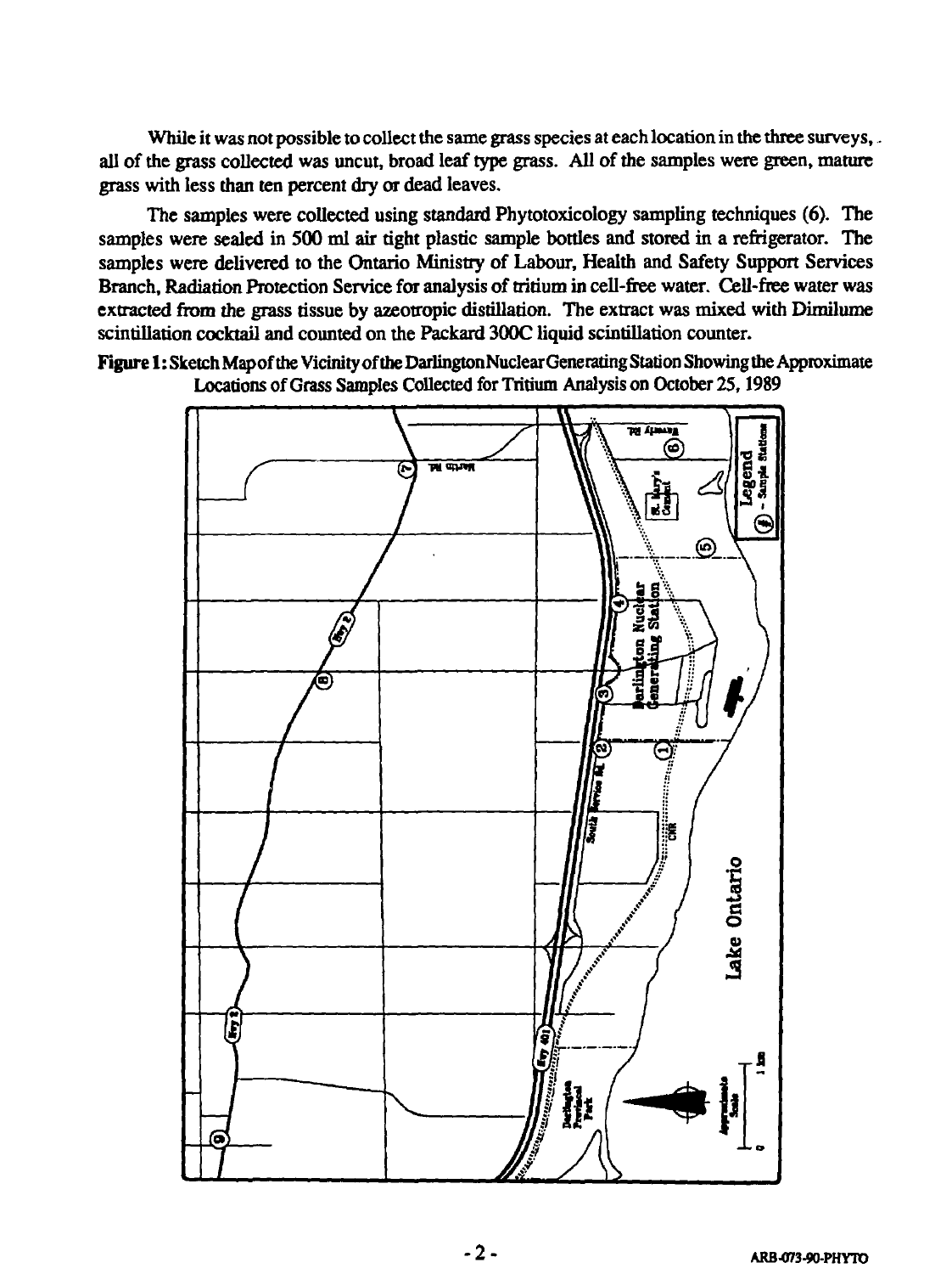While it was not possible to collect the same grass species at each location in the three surveys, all of the grass collected was uncut, broad leaf type grass. All of the samples were green, mature grass with less than ten percent dry or dead leaves.

The samples were collected using standard Phytotoxicology sampling techniques (6). The samples were sealed in 500 ml air tight plastic sample bottles and stored in a refrigerator. The samples were delivered to the Ontario Ministry of Labour, Health and Safety Support Services Branch, Radiation Protection Service for analysis of tritium in cell-free water. Cell-free water was extracted from the grass tissue by azeotropic distillation. The extract was mixed with Dimilume scintillation cocktail and counted on the Packard 300C liquid scintillation counter.

**Figure 1:** Sketch Map of the Vicinity of the Darlington Nuclear Generating Station Showing the Approximate Locations of Grass Samples Collected for Tritium Analysis on October 25, 1989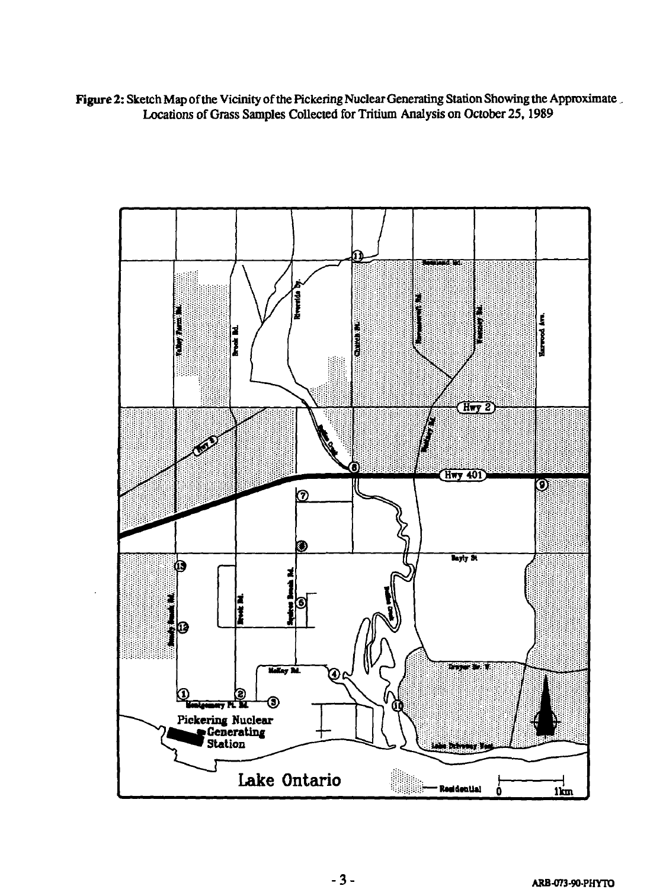**Figure 2:** Sketch Map of the Vicinity of the Pickering Nuclear Generating Station Showing the Approximate Locations of Grass Samples Collected for Tritium Analysis on October 25, 1989

ARB-073-90-PHYTO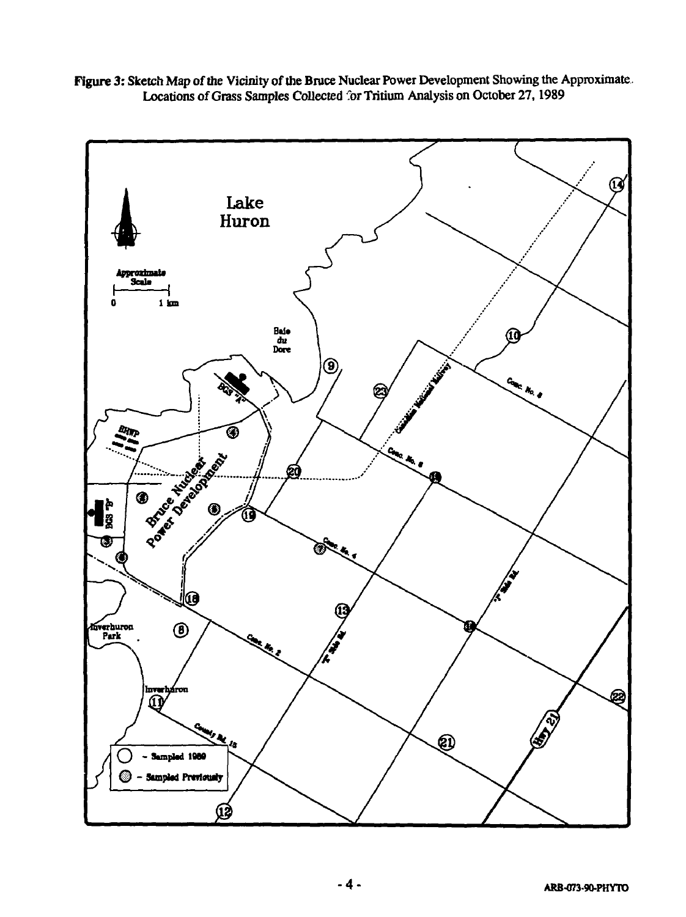**Figure 3: Sketch Map of the Vicinity of the Bruce Nuclear Power Development Showing the Approximate Locations of Grass Samples Collected for Tritium Analysis on October 27, 1989**

Lake Huron

Approximate Scale

0 1 km

Baie du Dore

BGS "A"

BHWP

Bruce Nuclear Power Development

BGS "B"

Inverhuron Park

Inverhuron

Canadian National Railway

Conc. No. 8

Conc. No. 6

Conc. No. 4

Conc. No. 2

County Rd. 15

"F" Side Rd.

"J" Side Rd.

Hwy 21

14, 10, 9, 23, 20, 19, 18, 13, 8, 11, 12, 21, 22

○ - Sampled 1989

◍ - Sampled Previously

ARB-073-90-PHYTO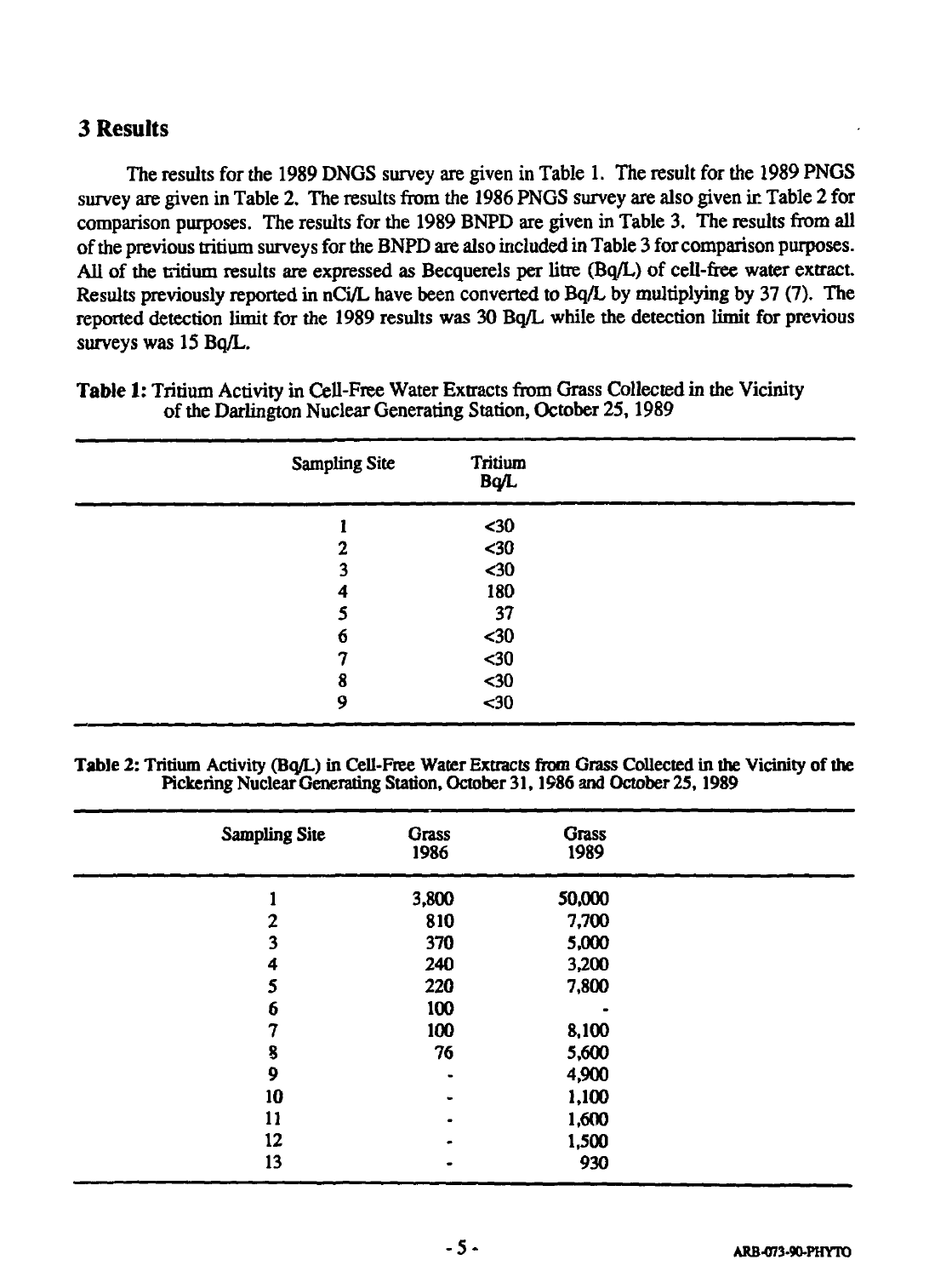## 3 Results

The results for the 1989 DNGS survey are given in Table 1. The result for the 1989 PNGS survey are given in Table 2. The results from the 1986 PNGS survey are also given in Table 2 for comparison purposes. The results for the 1989 BNPD are given in Table 3. The results from all of the previous tritium surveys for the BNPD are also included in Table 3 for comparison purposes. All of the tritium results are expressed as Becquerels per litre (Bq/L) of cell-free water extract. Results previously reported in nCi/L have been converted to Bq/L by multiplying by 37 (7). The reported detection limit for the 1989 results was 30 Bq/L while the detection limit for previous surveys was 15 Bq/L.

**Table 1:** Tritium Activity in Cell-Free Water Extracts from Grass Collected in the Vicinity of the Darlington Nuclear Generating Station, October 25, 1989

| Sampling Site | Tritium Bq/L |
|---|---|
| 1 | <30 |
| 2 | <30 |
| 3 | <30 |
| 4 | 180 |
| 5 | 37 |
| 6 | <30 |
| 7 | <30 |
| 8 | <30 |
| 9 | <30 |

**Table 2:** Tritium Activity (Bq/L) in Cell-Free Water Extracts from Grass Collected in the Vicinity of the Pickering Nuclear Generating Station, October 31, 1986 and October 25, 1989

| Sampling Site | Grass 1986 | Grass 1989 |
|---|---|---|
| 1 | 3,800 | 50,000 |
| 2 | 810 | 7,700 |
| 3 | 370 | 5,000 |
| 4 | 240 | 3,200 |
| 5 | 220 | 7,800 |
| 6 | 100 | - |
| 7 | 100 | 8,100 |
| 8 | 76 | 5,600 |
| 9 | - | 4,900 |
| 10 | - | 1,100 |
| 11 | - | 1,600 |
| 12 | - | 1,500 |
| 13 | - | 930 |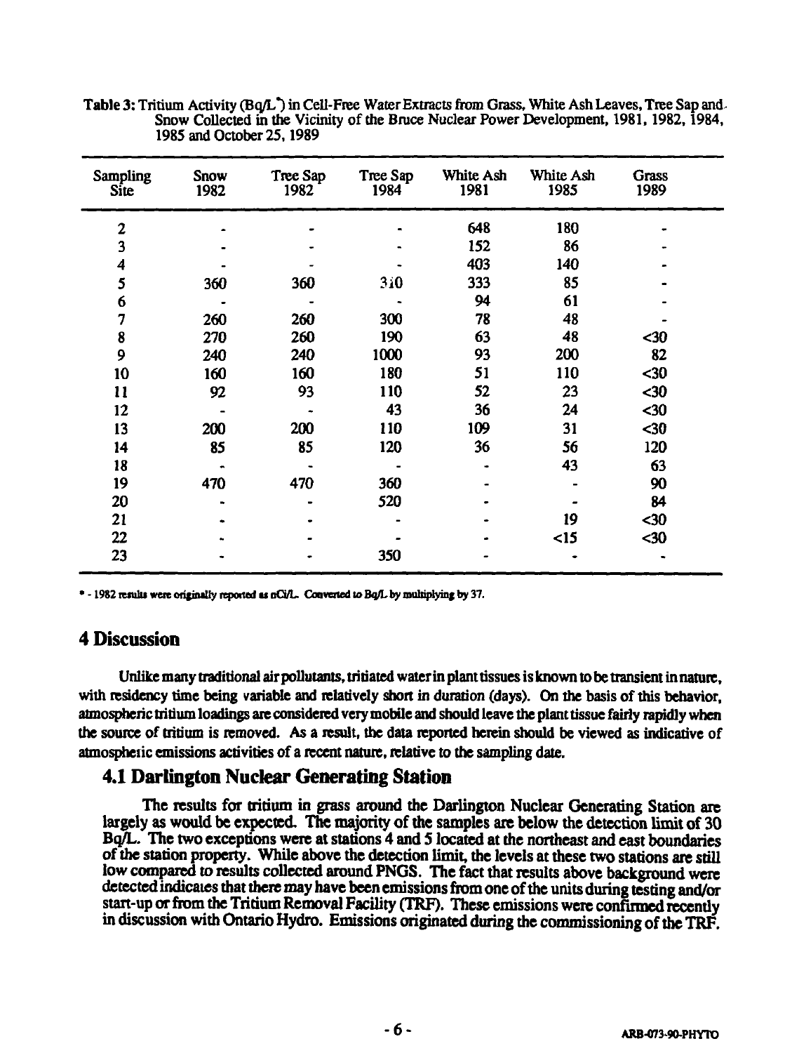Table 3: Tritium Activity (Bq/L*) in Cell-Free Water Extracts from Grass, White Ash Leaves, Tree Sap and Snow Collected in the Vicinity of the Bruce Nuclear Power Development, 1981, 1982, 1984, 1985 and October 25, 1989

| Sampling Site | Snow 1982 | Tree Sap 1982 | Tree Sap 1984 | White Ash 1981 | White Ash 1985 | Grass 1989 |
|---|---|---|---|---|---|---|
| 2 | - | - | - | 648 | 180 | - |
| 3 | - | - | - | 152 | 86 | - |
| 4 | - | - | - | 403 | 140 | - |
| 5 | 360 | 360 | 310 | 333 | 85 | - |
| 6 | - | - | - | 94 | 61 | - |
| 7 | 260 | 260 | 300 | 78 | 48 | - |
| 8 | 270 | 260 | 190 | 63 | 48 | <30 |
| 9 | 240 | 240 | 1000 | 93 | 200 | 82 |
| 10 | 160 | 160 | 180 | 51 | 110 | <30 |
| 11 | 92 | 93 | 110 | 52 | 23 | <30 |
| 12 | - | - | 43 | 36 | 24 | <30 |
| 13 | 200 | 200 | 110 | 109 | 31 | <30 |
| 14 | 85 | 85 | 120 | 36 | 56 | 120 |
| 18 | - | - | - | - | 43 | 63 |
| 19 | 470 | 470 | 360 | - | - | 90 |
| 20 | - | - | 520 | - | - | 84 |
| 21 | - | - | - | - | 19 | <30 |
| 22 | - | - | - | - | <15 | <30 |
| 23 | - | - | 350 | - | - | - |

* - 1982 results were originally reported as nCi/L. Converted to Bq/L by multiplying by 37.

# 4 Discussion

Unlike many traditional air pollutants, tritiated water in plant tissues is known to be transient in nature, with residency time being variable and relatively short in duration (days). On the basis of this behavior, atmospheric tritium loadings are considered very mobile and should leave the plant tissue fairly rapidly when the source of tritium is removed. As a result, the data reported herein should be viewed as indicative of atmospheric emissions activities of a recent nature, relative to the sampling date.

## 4.1 Darlington Nuclear Generating Station

The results for tritium in grass around the Darlington Nuclear Generating Station are largely as would be expected. The majority of the samples are below the detection limit of 30 Bq/L. The two exceptions were at stations 4 and 5 located at the northeast and east boundaries of the station property. While above the detection limit, the levels at these two stations are still low compared to results collected around PNGS. The fact that results above background were detected indicates that there may have been emissions from one of the units during testing and/or start-up or from the Tritium Removal Facility (TRF). These emissions were confirmed recently in discussion with Ontario Hydro. Emissions originated during the commissioning of the TRF.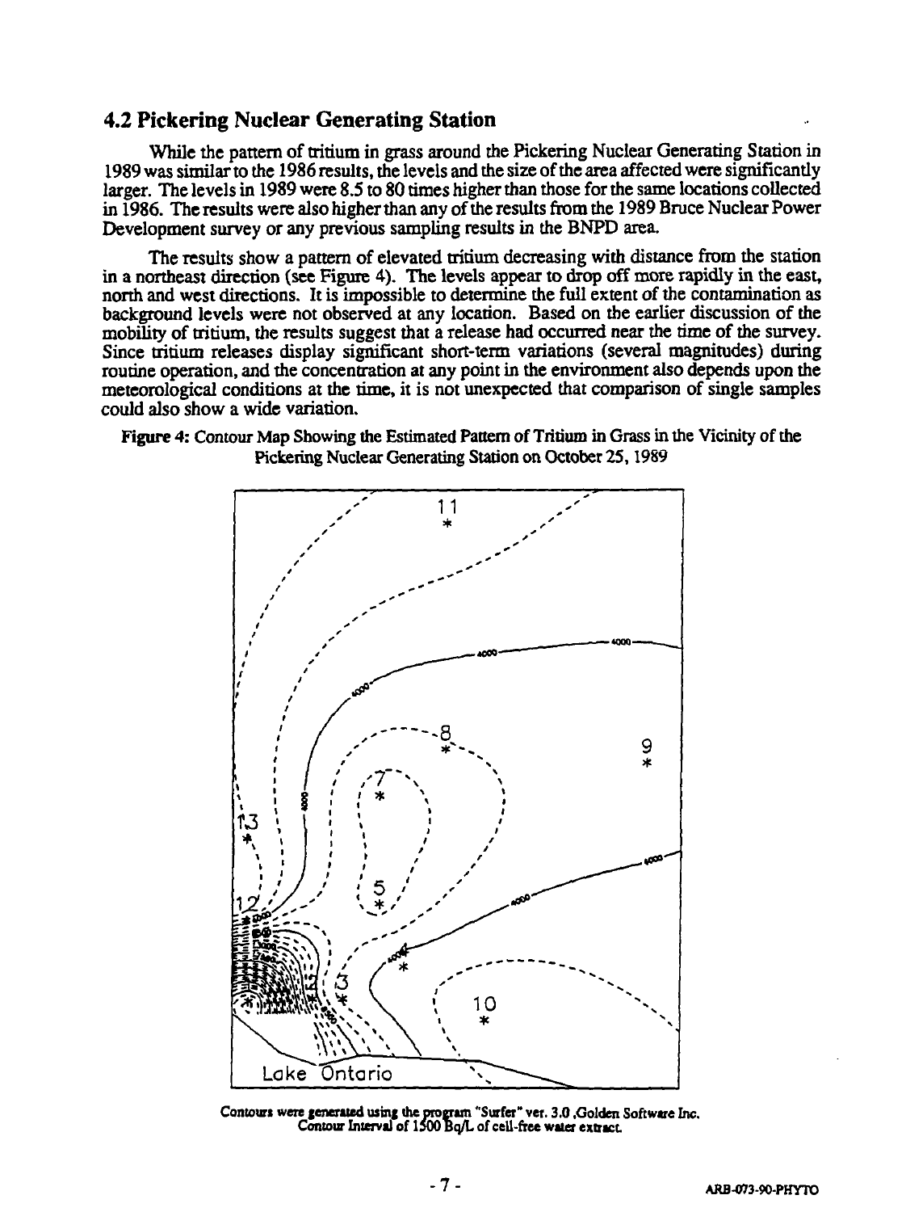## 4.2 Pickering Nuclear Generating Station

While the pattern of tritium in grass around the Pickering Nuclear Generating Station in 1989 was similar to the 1986 results, the levels and the size of the area affected were significantly larger. The levels in 1989 were 8.5 to 80 times higher than those for the same locations collected in 1986. The results were also higher than any of the results from the 1989 Bruce Nuclear Power Development survey or any previous sampling results in the BNPD area.

The results show a pattern of elevated tritium decreasing with distance from the station in a northeast direction (see Figure 4). The levels appear to drop off more rapidly in the east, north and west directions. It is impossible to determine the full extent of the contamination as background levels were not observed at any location. Based on the earlier discussion of the mobility of tritium, the results suggest that a release had occurred near the time of the survey. Since tritium releases display significant short-term variations (several magnitudes) during routine operation, and the concentration at any point in the environment also depends upon the meteorological conditions at the time, it is not unexpected that comparison of single samples could also show a wide variation.

**Figure 4:** Contour Map Showing the Estimated Pattern of Tritium in Grass in the Vicinity of the Pickering Nuclear Generating Station on October 25, 1989

Contours were generated using the program "Surfer" ver. 3.0 ,Golden Software Inc.
Contour Interval of 1500 Bq/L of cell-free water extract.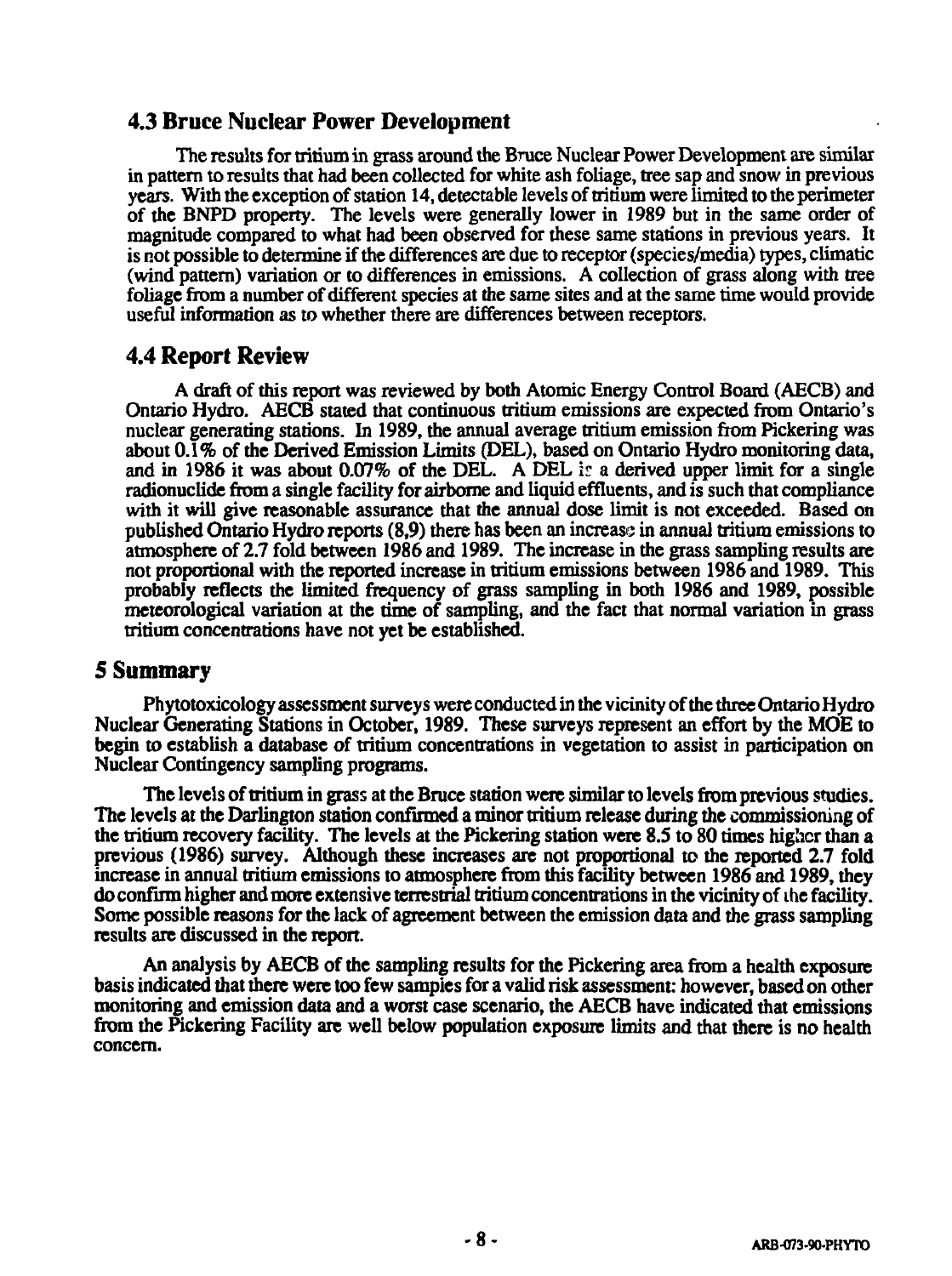## 4.3 Bruce Nuclear Power Development

The results for tritium in grass around the Bruce Nuclear Power Development are similar in pattern to results that had been collected for white ash foliage, tree sap and snow in previous years. With the exception of station 14, detectable levels of tritium were limited to the perimeter of the BNPD property. The levels were generally lower in 1989 but in the same order of magnitude compared to what had been observed for these same stations in previous years. It is not possible to determine if the differences are due to receptor (species/media) types, climatic (wind pattern) variation or to differences in emissions. A collection of grass along with tree foliage from a number of different species at the same sites and at the same time would provide useful information as to whether there are differences between receptors.

## 4.4 Report Review

A draft of this report was reviewed by both Atomic Energy Control Board (AECB) and Ontario Hydro. AECB stated that continuous tritium emissions are expected from Ontario's nuclear generating stations. In 1989, the annual average tritium emission from Pickering was about 0.1% of the Derived Emission Limits (DEL), based on Ontario Hydro monitoring data, and in 1986 it was about 0.07% of the DEL. A DEL is a derived upper limit for a single radionuclide from a single facility for airborne and liquid effluents, and is such that compliance with it will give reasonable assurance that the annual dose limit is not exceeded. Based on published Ontario Hydro reports (8,9) there has been an increase in annual tritium emissions to atmosphere of 2.7 fold between 1986 and 1989. The increase in the grass sampling results are not proportional with the reported increase in tritium emissions between 1986 and 1989. This probably reflects the limited frequency of grass sampling in both 1986 and 1989, possible meteorological variation at the time of sampling, and the fact that normal variation in grass tritium concentrations have not yet be established.

# 5 Summary

Phytotoxicology assessment surveys were conducted in the vicinity of the three Ontario Hydro Nuclear Generating Stations in October, 1989. These surveys represent an effort by the MOE to begin to establish a database of tritium concentrations in vegetation to assist in participation on Nuclear Contingency sampling programs.

The levels of tritium in grass at the Bruce station were similar to levels from previous studies. The levels at the Darlington station confirmed a minor tritium release during the commissioning of the tritium recovery facility. The levels at the Pickering station were 8.5 to 80 times higher than a previous (1986) survey. Although these increases are not proportional to the reported 2.7 fold increase in annual tritium emissions to atmosphere from this facility between 1986 and 1989, they do confirm higher and more extensive terrestrial tritium concentrations in the vicinity of the facility. Some possible reasons for the lack of agreement between the emission data and the grass sampling results are discussed in the report.

An analysis by AECB of the sampling results for the Pickering area from a health exposure basis indicated that there were too few samples for a valid risk assessment: however, based on other monitoring and emission data and a worst case scenario, the AECB have indicated that emissions from the Pickering Facility are well below population exposure limits and that there is no health concern.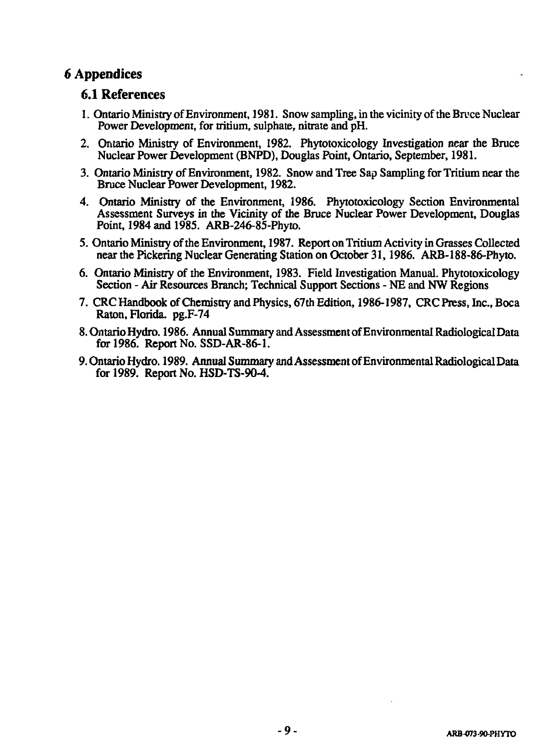# 6 Appendices

## 6.1 References

1. Ontario Ministry of Environment, 1981. Snow sampling, in the vicinity of the Bruce Nuclear Power Development, for tritium, sulphate, nitrate and pH.
2. Ontario Ministry of Environment, 1982. Phytotoxicology Investigation near the Bruce Nuclear Power Development (BNPD), Douglas Point, Ontario, September, 1981.
3. Ontario Ministry of Environment, 1982. Snow and Tree Sap Sampling for Tritium near the Bruce Nuclear Power Development, 1982.
4. Ontario Ministry of the Environment, 1986. Phytotoxicology Section Environmental Assessment Surveys in the Vicinity of the Bruce Nuclear Power Development, Douglas Point, 1984 and 1985. ARB-246-85-Phyto.
5. Ontario Ministry of the Environment, 1987. Report on Tritium Activity in Grasses Collected near the Pickering Nuclear Generating Station on October 31, 1986. ARB-188-86-Phyto.
6. Ontario Ministry of the Environment, 1983. Field Investigation Manual. Phytotoxicology Section - Air Resources Branch; Technical Support Sections - NE and NW Regions
7. CRC Handbook of Chemistry and Physics, 67th Edition, 1986-1987, CRC Press, Inc., Boca Raton, Florida. pg.F-74
8. Ontario Hydro. 1986. Annual Summary and Assessment of Environmental Radiological Data for 1986. Report No. SSD-AR-86-1.
9. Ontario Hydro. 1989. Annual Summary and Assessment of Environmental Radiological Data for 1989. Report No. HSD-TS-90-4.